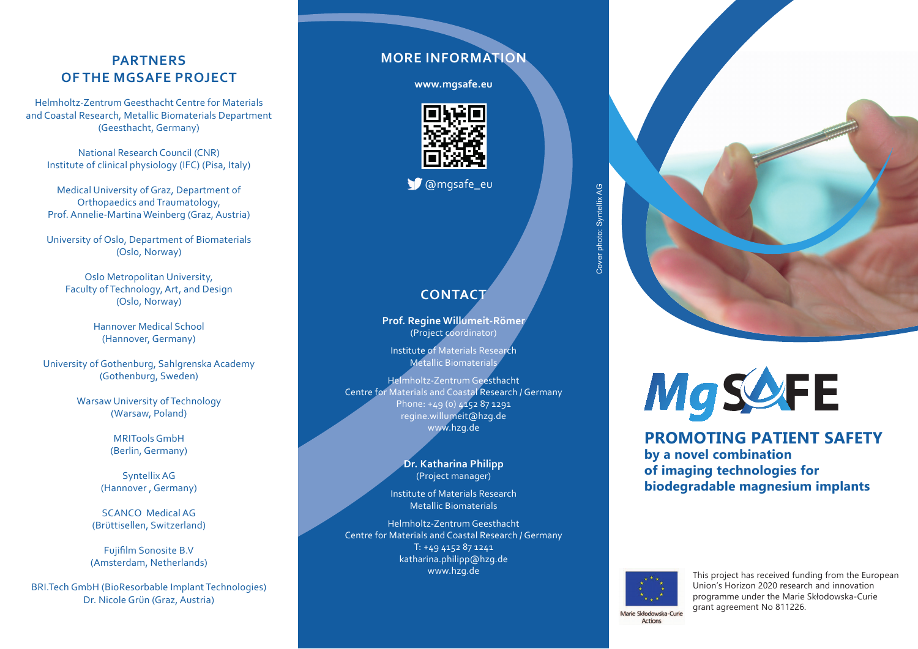## PARTNERS OF THE MGSAFE PROJECT

Helmholtz-Zentrum Geesthacht Centre for Materials and Coastal Research, Metallic Biomaterials Department (Geesthacht, Germany)

National Research Council (CNR) Institute of clinical physiology (IFC) (Pisa, Italy)

Medical University of Graz, Department of Orthopaedics and Traumatology, Prof. Annelie-Martina Weinberg (Graz, Austria)

University of Oslo, Department of Biomaterials (Oslo, Norway)

Oslo Metropolitan University, Faculty of Technology, Art, and Design (Oslo, Norway)

Hannover Medical School (Hannover, Germany)

University of Gothenburg, Sahlgrenska Academy (Gothenburg, Sweden)

Warsaw University of Technology (Warsaw, Poland)

MRITools GmbH (Berlin, Germany)

Syntellix AG (Hannover , Germany)

SCANCO Medical AG (Brüttisellen, Switzerland)

Fujifilm Sonosite B.V (Amsterdam, Netherlands)

BRI.Tech GmbH (BioResorbable Implant Technologies) Dr. Nicole Grün (Graz, Austria)

## MORE INFORMATION

**www.mgsafe.eu**

@mgsafe_eu

## CONTACT

**Prof. Regine Willumeit-Römer**
(Project coordinator)

Institute of Materials Research
Metallic Biomaterials

Helmholtz-Zentrum Geesthacht
Centre for Materials and Coastal Research / Germany
Phone: +49 (0) 4152 87 1291
regine.willumeit@hzg.de
www.hzg.de

**Dr. Katharina Philipp**
(Project manager)

Institute of Materials Research
Metallic Biomaterials

Helmholtz-Zentrum Geesthacht
Centre for Materials and Coastal Research / Germany
T: +49 4152 87 1241
katharina.philipp@hzg.de
www.hzg.de

Cover photo: Syntellix AG

# MgSAFE

## PROMOTING PATIENT SAFETY

**by a novel combination of imaging technologies for biodegradable magnesium implants**

Marie Skłodowska-Curie Actions

This project has received funding from the European Union's Horizon 2020 research and innovation programme under the Marie Skłodowska-Curie grant agreement No 811226.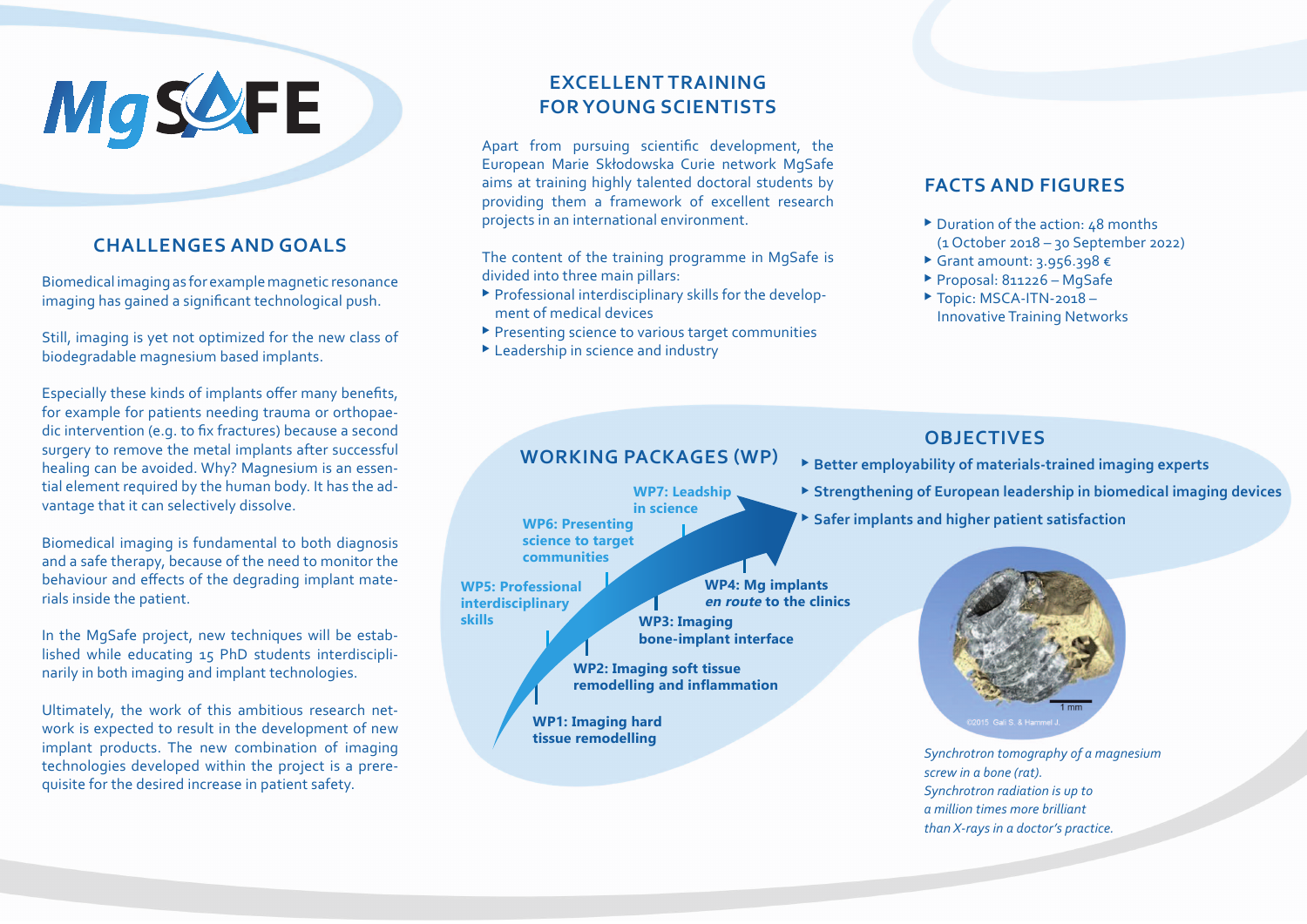# MgSAFE

## CHALLENGES AND GOALS

Biomedical imaging as for example magnetic resonance imaging has gained a significant technological push.

Still, imaging is yet not optimized for the new class of biodegradable magnesium based implants.

Especially these kinds of implants offer many benefits, for example for patients needing trauma or orthopaedic intervention (e.g. to fix fractures) because a second surgery to remove the metal implants after successful healing can be avoided. Why? Magnesium is an essential element required by the human body. It has the advantage that it can selectively dissolve.

Biomedical imaging is fundamental to both diagnosis and a safe therapy, because of the need to monitor the behaviour and effects of the degrading implant materials inside the patient.

In the MgSafe project, new techniques will be established while educating 15 PhD students interdisciplinarily in both imaging and implant technologies.

Ultimately, the work of this ambitious research network is expected to result in the development of new implant products. The new combination of imaging technologies developed within the project is a prerequisite for the desired increase in patient safety.

## EXCELLENT TRAINING FOR YOUNG SCIENTISTS

Apart from pursuing scientific development, the European Marie Skłodowska Curie network MgSafe aims at training highly talented doctoral students by providing them a framework of excellent research projects in an international environment.

The content of the training programme in MgSafe is divided into three main pillars:

- Professional interdisciplinary skills for the development of medical devices
- Presenting science to various target communities
- Leadership in science and industry

## FACTS AND FIGURES

- Duration of the action: 48 months (1 October 2018 – 30 September 2022)
- Grant amount: 3.956.398 €
- Proposal: 811226 – MgSafe
- Topic: MSCA-ITN-2018 – Innovative Training Networks

## WORKING PACKAGES (WP)

WP1: Imaging hard tissue remodelling

WP2: Imaging soft tissue remodelling and inflammation

WP3: Imaging bone-implant interface

WP4: Mg implants *en route* to the clinics

WP5: Professional interdisciplinary skills

WP6: Presenting science to target communities

WP7: Leadership in science

## OBJECTIVES

- **Better employability of materials-trained imaging experts**
- **Strengthening of European leadership in biomedical imaging devices**
- **Safer implants and higher patient satisfaction**

1 mm

©2015 Galli S. & Hammel J.

*Synchrotron tomography of a magnesium screw in a bone (rat). Synchrotron radiation is up to a million times more brilliant than X-rays in a doctor's practice.*